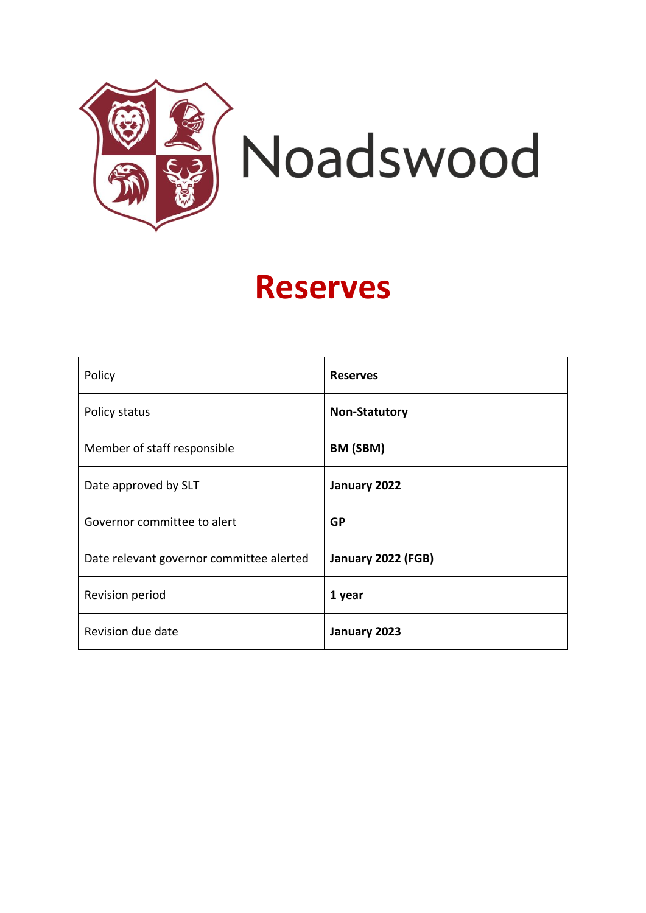Noadswood

# Reserves

| Policy | **Reserves** |
|---|---|
| Policy status | **Non-Statutory** |
| Member of staff responsible | **BM (SBM)** |
| Date approved by SLT | **January 2022** |
| Governor committee to alert | **GP** |
| Date relevant governor committee alerted | **January 2022 (FGB)** |
| Revision period | **1 year** |
| Revision due date | **January 2023** |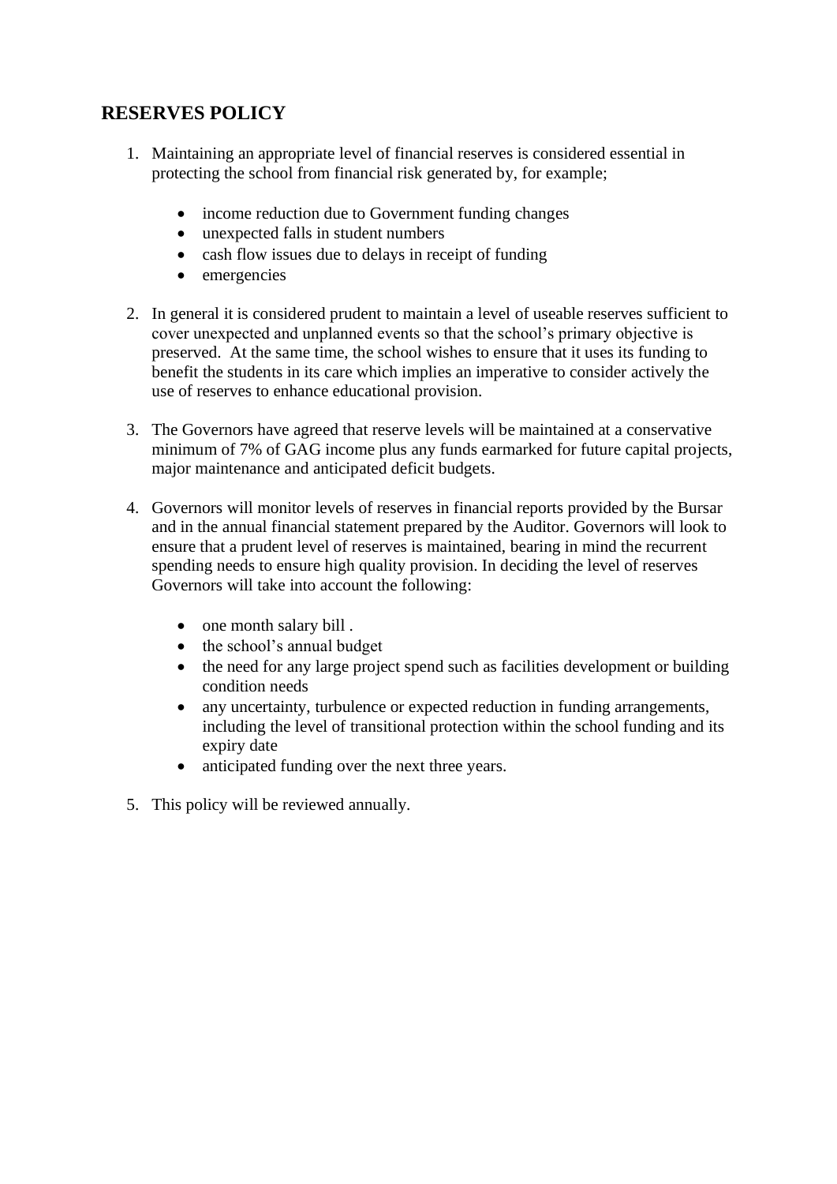## RESERVES POLICY

1. Maintaining an appropriate level of financial reserves is considered essential in protecting the school from financial risk generated by, for example;

   - income reduction due to Government funding changes
   - unexpected falls in student numbers
   - cash flow issues due to delays in receipt of funding
   - emergencies

2. In general it is considered prudent to maintain a level of useable reserves sufficient to cover unexpected and unplanned events so that the school's primary objective is preserved. At the same time, the school wishes to ensure that it uses its funding to benefit the students in its care which implies an imperative to consider actively the use of reserves to enhance educational provision.

3. The Governors have agreed that reserve levels will be maintained at a conservative minimum of 7% of GAG income plus any funds earmarked for future capital projects, major maintenance and anticipated deficit budgets.

4. Governors will monitor levels of reserves in financial reports provided by the Bursar and in the annual financial statement prepared by the Auditor. Governors will look to ensure that a prudent level of reserves is maintained, bearing in mind the recurrent spending needs to ensure high quality provision. In deciding the level of reserves Governors will take into account the following:

   - one month salary bill .
   - the school's annual budget
   - the need for any large project spend such as facilities development or building condition needs
   - any uncertainty, turbulence or expected reduction in funding arrangements, including the level of transitional protection within the school funding and its expiry date
   - anticipated funding over the next three years.

5. This policy will be reviewed annually.